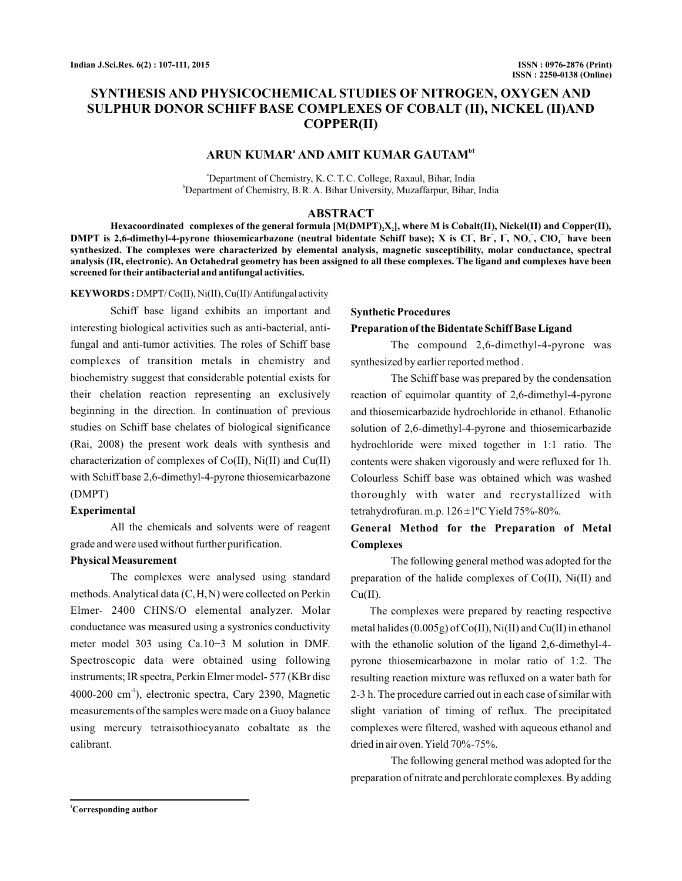# SYNTHESIS AND PHYSICOCHEMICAL STUDIES OF NITROGEN, OXYGEN AND SULPHUR DONOR SCHIFF BASE COMPLEXES OF COBALT (II), NICKEL (II)AND COPPER(II)

**ARUN KUMAR[a] AND AMIT KUMAR GAUTAM[b1]**

[a]Department of Chemistry, K. C. T. C. College, Raxaul, Bihar, India
[b]Department of Chemistry, B. R. A. Bihar University, Muzaffarpur, Bihar, India

## ABSTRACT

**Hexacoordinated complexes of the general formula $[M(DMPT)_2X_2]$, where M is Cobalt(II), Nickel(II) and Copper(II), DMPT is 2,6-dimethyl-4-pyrone thiosemicarbazone (neutral bidentate Schiff base); X is $Cl^-$, $Br^-$, $I^-$, $NO_3^-$, $ClO_4^-$ have been synthesized. The complexes were characterized by elemental analysis, magnetic susceptibility, molar conductance, spectral analysis (IR, electronic). An Octahedral geometry has been assigned to all these complexes. The ligand and complexes have been screened for their antibacterial and antifungal activities.**

**KEYWORDS :** DMPT/ Co(II), Ni(II), Cu(II)/ Antifungal activity

Schiff base ligand exhibits an important and interesting biological activities such as anti-bacterial, anti-fungal and anti-tumor activities. The roles of Schiff base complexes of transition metals in chemistry and biochemistry suggest that considerable potential exists for their chelation reaction representing an exclusively beginning in the direction. In continuation of previous studies on Schiff base chelates of biological significance (Rai, 2008) the present work deals with synthesis and characterization of complexes of Co(II), Ni(II) and Cu(II) with Schiff base 2,6-dimethyl-4-pyrone thiosemicarbazone (DMPT)

### Experimental

All the chemicals and solvents were of reagent grade and were used without further purification.

### Physical Measurement

The complexes were analysed using standard methods. Analytical data (C, H, N) were collected on Perkin Elmer- 2400 CHNS/O elemental analyzer. Molar conductance was measured using a systronics conductivity meter model 303 using Ca.10−3 M solution in DMF. Spectroscopic data were obtained using following instruments; IR spectra, Perkin Elmer model- 577 (KBr disc 4000-200 $cm^{-1}$), electronic spectra, Cary 2390, Magnetic measurements of the samples were made on a Guoy balance using mercury tetraisothiocyanato cobaltate as the calibrant.

### Synthetic Procedures

### Preparation of the Bidentate Schiff Base Ligand

The compound 2,6-dimethyl-4-pyrone was synthesized by earlier reported method .

The Schiff base was prepared by the condensation reaction of equimolar quantity of 2,6-dimethyl-4-pyrone and thiosemicarbazide hydrochloride in ethanol. Ethanolic solution of 2,6-dimethyl-4-pyrone and thiosemicarbazide hydrochloride were mixed together in 1:1 ratio. The contents were shaken vigorously and were refluxed for 1h. Colourless Schiff base was obtained which was washed thoroughly with water and recrystallized with tetrahydrofuran. m.p. 126 ±1ºC Yield 75%-80%.

### General Method for the Preparation of Metal Complexes

The following general method was adopted for the preparation of the halide complexes of Co(II), Ni(II) and Cu(II).

The complexes were prepared by reacting respective metal halides (0.005g) of Co(II), Ni(II) and Cu(II) in ethanol with the ethanolic solution of the ligand 2,6-dimethyl-4-pyrone thiosemicarbazone in molar ratio of 1:2. The resulting reaction mixture was refluxed on a water bath for 2-3 h. The procedure carried out in each case of similar with slight variation of timing of reflux. The precipitated complexes were filtered, washed with aqueous ethanol and dried in air oven. Yield 70%-75%.

The following general method was adopted for the preparation of nitrate and perchlorate complexes. By adding

[1]Corresponding author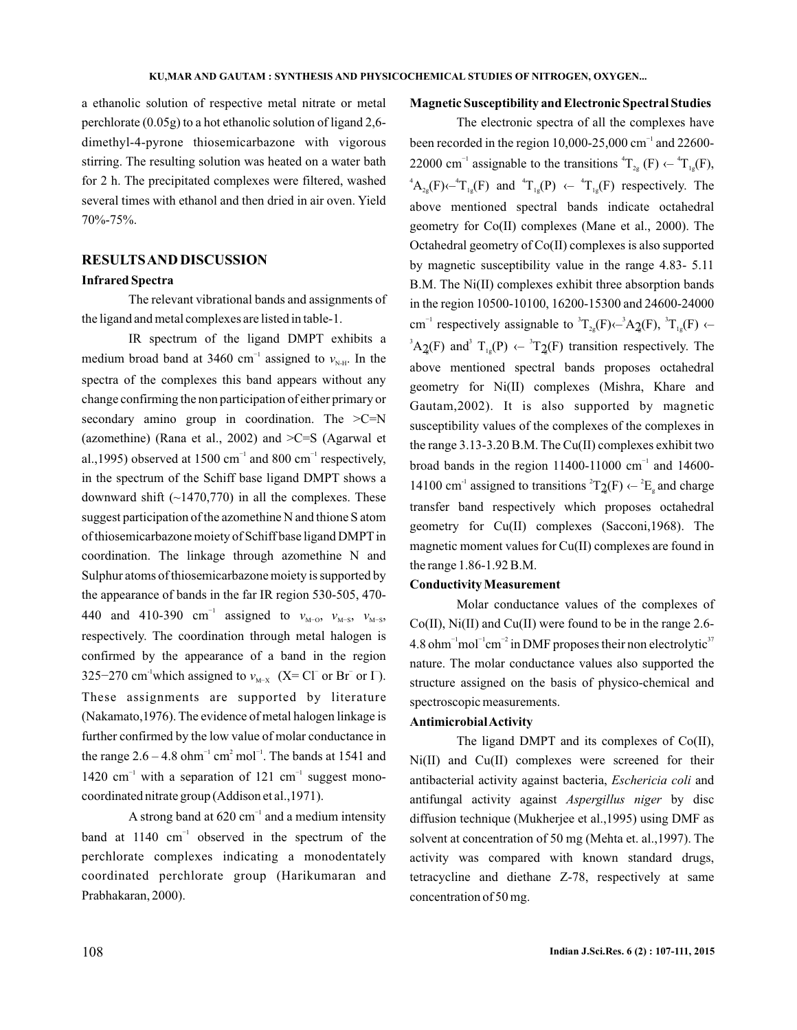a ethanolic solution of respective metal nitrate or metal perchlorate (0.05g) to a hot ethanolic solution of ligand 2,6-dimethyl-4-pyrone thiosemicarbazone with vigorous stirring. The resulting solution was heated on a water bath for 2 h. The precipitated complexes were filtered, washed several times with ethanol and then dried in air oven. Yield 70%-75%.

## RESULTS AND DISCUSSION

### Infrared Spectra

The relevant vibrational bands and assignments of the ligand and metal complexes are listed in table-1.

IR spectrum of the ligand DMPT exhibits a medium broad band at 3460 $cm^{-1}$ assigned to $\nu_{N\text{-}H}$. In the spectra of the complexes this band appears without any change confirming the non participation of either primary or secondary amino group in coordination. The >C=N (azomethine) (Rana et al., 2002) and >C=S (Agarwal et al.,1995) observed at 1500 $cm^{-1}$ and 800 $cm^{-1}$ respectively, in the spectrum of the Schiff base ligand DMPT shows a downward shift (~1470,770) in all the complexes. These suggest participation of the azomethine N and thione S atom of thiosemicarbazone moiety of Schiff base ligand DMPT in coordination. The linkage through azomethine N and Sulphur atoms of thiosemicarbazone moiety is supported by the appearance of bands in the far IR region 530-505, 470-440 and 410-390 $cm^{-1}$ assigned to $\nu_{M-O}$, $\nu_{M-S}$, $\nu_{M-S}$, respectively. The coordination through metal halogen is confirmed by the appearance of a band in the region 325−270 $cm^{-1}$which assigned to $\nu_{M-X}$ (X= $Cl^-$ or $Br^-$ or $I^-$). These assignments are supported by literature (Nakamato,1976). The evidence of metal halogen linkage is further confirmed by the low value of molar conductance in the range 2.6 – 4.8 $ohm^{-1}$ $cm^2$ $mol^{-1}$. The bands at 1541 and 1420 $cm^{-1}$ with a separation of 121 $cm^{-1}$ suggest mono-coordinated nitrate group (Addison et al.,1971).

A strong band at 620 $cm^{-1}$ and a medium intensity band at 1140 $cm^{-1}$ observed in the spectrum of the perchlorate complexes indicating a monodentately coordinated perchlorate group (Harikumaran and Prabhakaran, 2000).

### Magnetic Susceptibility and Electronic Spectral Studies

The electronic spectra of all the complexes have been recorded in the region 10,000-25,000 $cm^{-1}$ and 22600-22000 $cm^{-1}$ assignable to the transitions ${}^4T_{2g}$ (F) ← ${}^4T_{1g}$(F), ${}^4A_{2g}$(F)←${}^4T_{1g}$(F) and ${}^4T_{1g}$(P) ← ${}^4T_{1g}$(F) respectively. The above mentioned spectral bands indicate octahedral geometry for Co(II) complexes (Mane et al., 2000). The Octahedral geometry of Co(II) complexes is also supported by magnetic susceptibility value in the range 4.83- 5.11 B.M. The Ni(II) complexes exhibit three absorption bands in the region 10500-10100, 16200-15300 and 24600-24000 $cm^{-1}$ respectively assignable to ${}^3T_{2g}$(F)←${}^3A_{2g}$(F), ${}^3T_{1g}$(F) ← ${}^3A_{2g}$(F) and ${}^3T_{1g}$(P) ← ${}^3T_{2g}$(F) transition respectively. The above mentioned spectral bands proposes octahedral geometry for Ni(II) complexes (Mishra, Khare and Gautam,2002). It is also supported by magnetic susceptibility values of the complexes of the complexes in the range 3.13-3.20 B.M. The Cu(II) complexes exhibit two broad bands in the region 11400-11000 $cm^{-1}$ and 14600-14100 $cm^{-1}$ assigned to transitions ${}^2T_{2g}$(F) ← ${}^2E_g$ and charge transfer band respectively which proposes octahedral geometry for Cu(II) complexes (Sacconi,1968). The magnetic moment values for Cu(II) complexes are found in the range 1.86-1.92 B.M.

### Conductivity Measurement

Molar conductance values of the complexes of Co(II), Ni(II) and Cu(II) were found to be in the range 2.6-4.8 $ohm^{-1}mol^{-1}cm^{-2}$ in DMF proposes their non electrolytic[37] nature. The molar conductance values also supported the structure assigned on the basis of physico-chemical and spectroscopic measurements.

### Antimicrobial Activity

The ligand DMPT and its complexes of Co(II), Ni(II) and Cu(II) complexes were screened for their antibacterial activity against bacteria, *Eschericia coli* and antifungal activity against *Aspergillus niger* by disc diffusion technique (Mukherjee et al.,1995) using DMF as solvent at concentration of 50 mg (Mehta et. al.,1997). The activity was compared with known standard drugs, tetracycline and diethane Z-78, respectively at same concentration of 50 mg.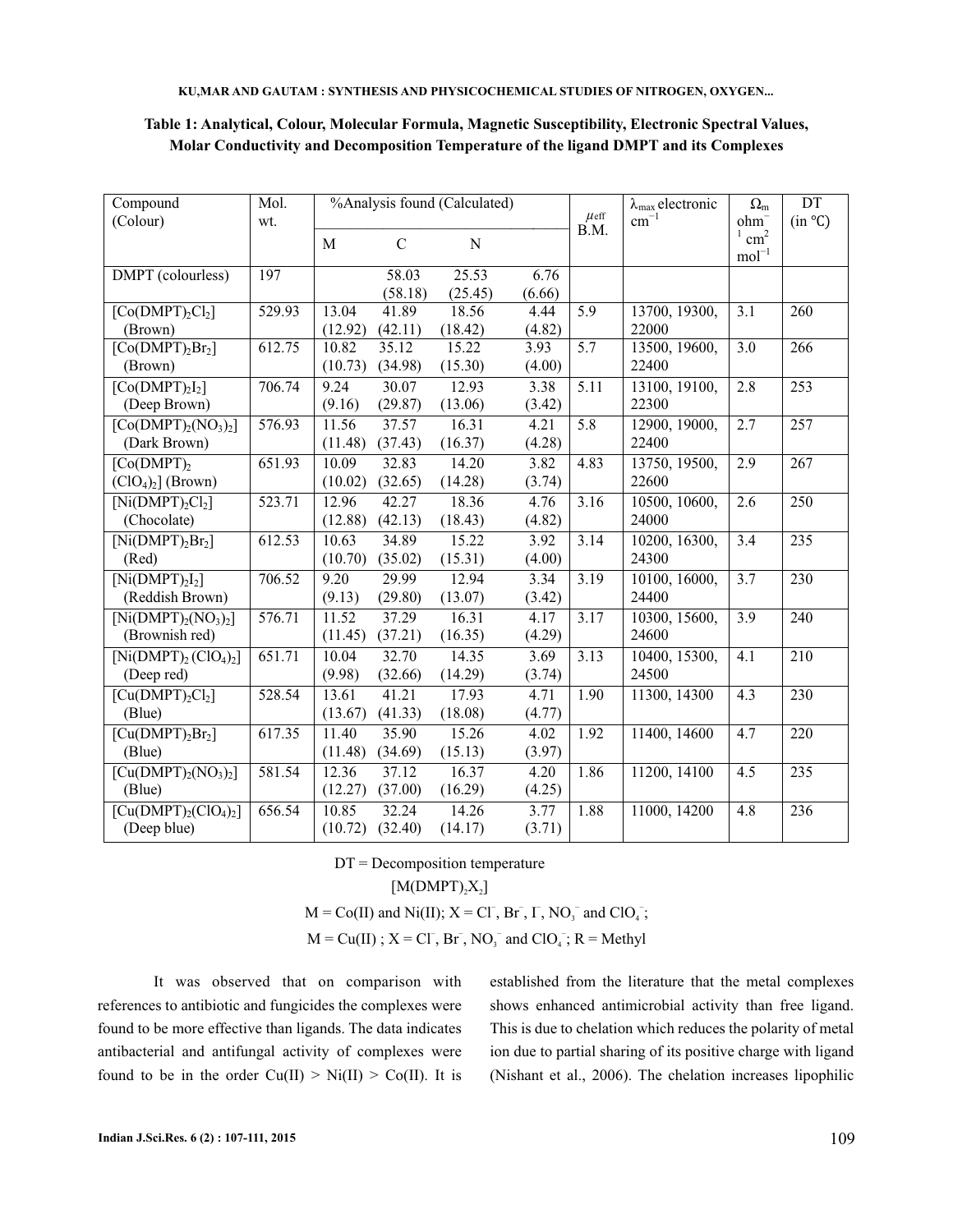**Table 1: Analytical, Colour, Molecular Formula, Magnetic Susceptibility, Electronic Spectral Values, Molar Conductivity and Decomposition Temperature of the ligand DMPT and its Complexes**

| Compound (Colour) | Mol. wt. | %Analysis found (Calculated) | | | | $\mu_{eff}$ B.M. | $\lambda_{max}$ electronic $cm^{-1}$ | $\Omega_m$ $ohm^{-1}$ $cm^2$ $mol^{-1}$ | DT (in ℃) |
|---|---|---|---|---|---|---|---|---|---|
| | | M | C | N | | | | | |
| DMPT (colourless) | 197 | | 58.03 (58.18) | 25.53 (25.45) | 6.76 (6.66) | | | | |
| $[Co(DMPT)_2Cl_2]$ (Brown) | 529.93 | 13.04 (12.92) | 41.89 (42.11) | 18.56 (18.42) | 4.44 (4.82) | 5.9 | 13700, 19300, 22000 | 3.1 | 260 |
| $[Co(DMPT)_2Br_2]$ (Brown) | 612.75 | 10.82 (10.73) | 35.12 (34.98) | 15.22 (15.30) | 3.93 (4.00) | 5.7 | 13500, 19600, 22400 | 3.0 | 266 |
| $[Co(DMPT)_2I_2]$ (Deep Brown) | 706.74 | 9.24 (9.16) | 30.07 (29.87) | 12.93 (13.06) | 3.38 (3.42) | 5.11 | 13100, 19100, 22300 | 2.8 | 253 |
| $[Co(DMPT)_2(NO_3)_2]$ (Dark Brown) | 576.93 | 11.56 (11.48) | 37.57 (37.43) | 16.31 (16.37) | 4.21 (4.28) | 5.8 | 12900, 19000, 22400 | 2.7 | 257 |
| $[Co(DMPT)_2(ClO_4)_2]$ (Brown) | 651.93 | 10.09 (10.02) | 32.83 (32.65) | 14.20 (14.28) | 3.82 (3.74) | 4.83 | 13750, 19500, 22600 | 2.9 | 267 |
| $[Ni(DMPT)_2Cl_2]$ (Chocolate) | 523.71 | 12.96 (12.88) | 42.27 (42.13) | 18.36 (18.43) | 4.76 (4.82) | 3.16 | 10500, 10600, 24000 | 2.6 | 250 |
| $[Ni(DMPT)_2Br_2]$ (Red) | 612.53 | 10.63 (10.70) | 34.89 (35.02) | 15.22 (15.31) | 3.92 (4.00) | 3.14 | 10200, 16300, 24300 | 3.4 | 235 |
| $[Ni(DMPT)_2I_2]$ (Reddish Brown) | 706.52 | 9.20 (9.13) | 29.99 (29.80) | 12.94 (13.07) | 3.34 (3.42) | 3.19 | 10100, 16000, 24400 | 3.7 | 230 |
| $[Ni(DMPT)_2(NO_3)_2]$ (Brownish red) | 576.71 | 11.52 (11.45) | 37.29 (37.21) | 16.31 (16.35) | 4.17 (4.29) | 3.17 | 10300, 15600, 24600 | 3.9 | 240 |
| $[Ni(DMPT)_2(ClO_4)_2]$ (Deep red) | 651.71 | 10.04 (9.98) | 32.70 (32.66) | 14.35 (14.29) | 3.69 (3.74) | 3.13 | 10400, 15300, 24500 | 4.1 | 210 |
| $[Cu(DMPT)_2Cl_2]$ (Blue) | 528.54 | 13.61 (13.67) | 41.21 (41.33) | 17.93 (18.08) | 4.71 (4.77) | 1.90 | 11300, 14300 | 4.3 | 230 |
| $[Cu(DMPT)_2Br_2]$ (Blue) | 617.35 | 11.40 (11.48) | 35.90 (34.69) | 15.26 (15.13) | 4.02 (3.97) | 1.92 | 11400, 14600 | 4.7 | 220 |
| $[Cu(DMPT)_2(NO_3)_2]$ (Blue) | 581.54 | 12.36 (12.27) | 37.12 (37.00) | 16.37 (16.29) | 4.20 (4.25) | 1.86 | 11200, 14100 | 4.5 | 235 |
| $[Cu(DMPT)_2(ClO_4)_2]$ (Deep blue) | 656.54 | 10.85 (10.72) | 32.24 (32.40) | 14.26 (14.17) | 3.77 (3.71) | 1.88 | 11000, 14200 | 4.8 | 236 |

DT = Decomposition temperature

$[M(DMPT)_2X_2]$

M = Co(II) and Ni(II); X = $Cl^-$, $Br^-$, $I^-$, $NO_3^-$ and $ClO_4^-$;

M = Cu(II) ; X = $Cl^-$, $Br^-$, $NO_3^-$ and $ClO_4^-$; R = Methyl

It was observed that on comparison with references to antibiotic and fungicides the complexes were found to be more effective than ligands. The data indicates antibacterial and antifungal activity of complexes were found to be in the order Cu(II) > Ni(II) > Co(II). It is established from the literature that the metal complexes shows enhanced antimicrobial activity than free ligand. This is due to chelation which reduces the polarity of metal ion due to partial sharing of its positive charge with ligand (Nishant et al., 2006). The chelation increases lipophilic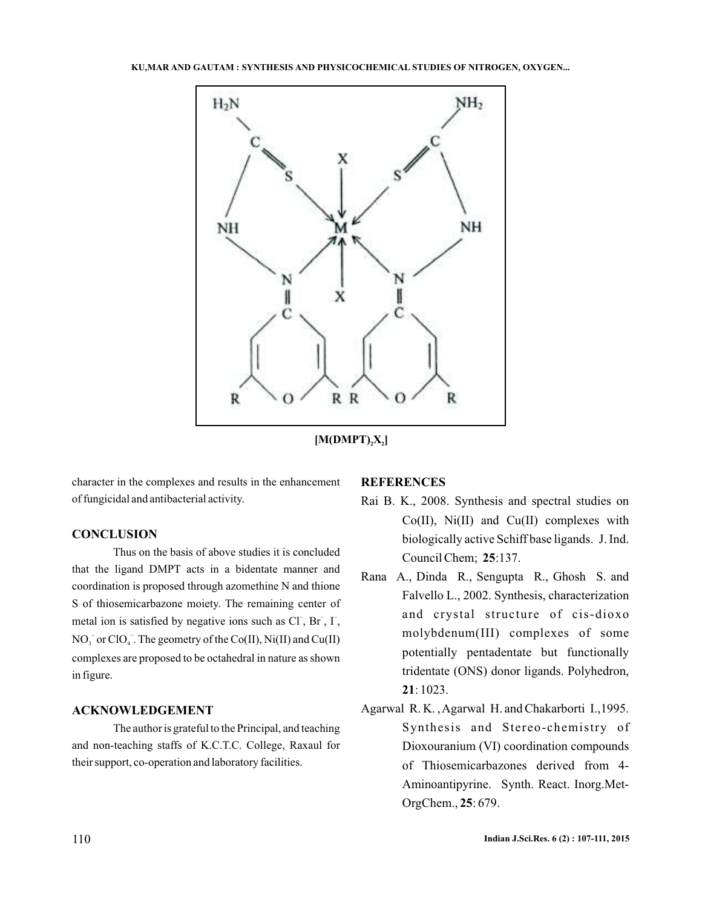$[M(DMPT)_2X_2]$

character in the complexes and results in the enhancement of fungicidal and antibacterial activity.

## CONCLUSION

Thus on the basis of above studies it is concluded that the ligand DMPT acts in a bidentate manner and coordination is proposed through azomethine N and thione S of thiosemicarbazone moiety. The remaining center of metal ion is satisfied by negative ions such as $Cl^-$, $Br^-$, $I^-$, $NO_3^-$ or $ClO_4^-$. The geometry of the Co(II), Ni(II) and Cu(II) complexes are proposed to be octahedral in nature as shown in figure.

## ACKNOWLEDGEMENT

The author is grateful to the Principal, and teaching and non-teaching staffs of K.C.T.C. College, Raxaul for their support, co-operation and laboratory facilities.

## REFERENCES

Rai B. K., 2008. Synthesis and spectral studies on Co(II), Ni(II) and Cu(II) complexes with biologically active Schiff base ligands. J. Ind. Council Chem; **25**:137.

Rana A., Dinda R., Sengupta R., Ghosh S. and Falvello L., 2002. Synthesis, characterization and crystal structure of cis-dioxo molybdenum(III) complexes of some potentially pentadentate but functionally tridentate (ONS) donor ligands. Polyhedron, **21**: 1023.

Agarwal R. K. , Agarwal H. and Chakarborti I.,1995. Synthesis and Stereo-chemistry of Dioxouranium (VI) coordination compounds of Thiosemicarbazones derived from 4-Aminoantipyrine. Synth. React. Inorg.Met-OrgChem., **25**: 679.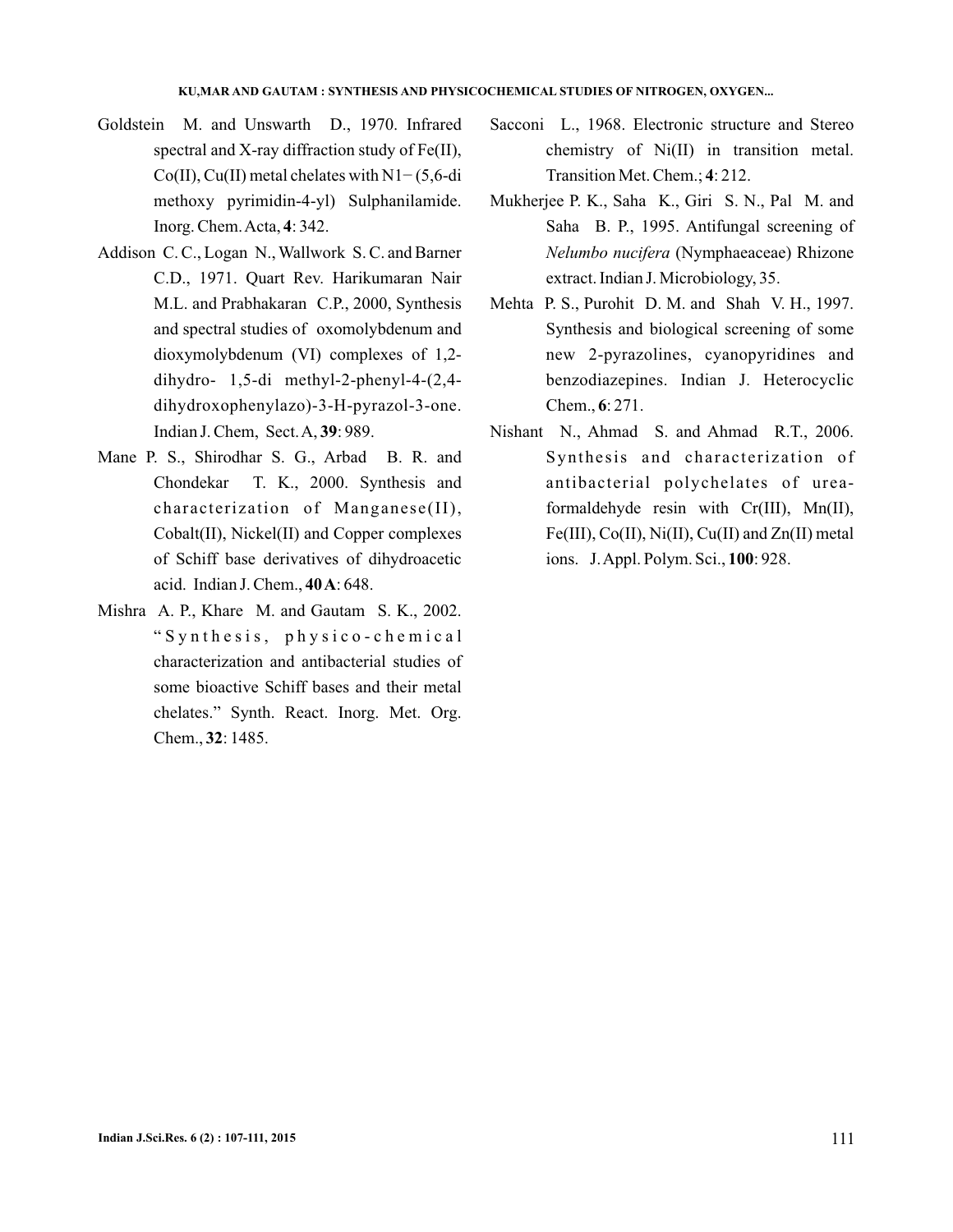Goldstein M. and Unswarth D., 1970. Infrared spectral and X-ray diffraction study of Fe(II), Co(II), Cu(II) metal chelates with N1− (5,6-di methoxy pyrimidin-4-yl) Sulphanilamide. Inorg. Chem. Acta, **4**: 342.

Addison C. C., Logan N., Wallwork S. C. and Barner C.D., 1971. Quart Rev. Harikumaran Nair M.L. and Prabhakaran C.P., 2000, Synthesis and spectral studies of oxomolybdenum and dioxymolybdenum (VI) complexes of 1,2-dihydro- 1,5-di methyl-2-phenyl-4-(2,4-dihydroxophenylazo)-3-H-pyrazol-3-one. Indian J. Chem, Sect. A, **39**: 989.

Mane P. S., Shirodhar S. G., Arbad B. R. and Chondekar T. K., 2000. Synthesis and characterization of Manganese(II), Cobalt(II), Nickel(II) and Copper complexes of Schiff base derivatives of dihydroacetic acid. Indian J. Chem., **40 A**: 648.

Mishra A. P., Khare M. and Gautam S. K., 2002. "Synthesis, physico-chemical characterization and antibacterial studies of some bioactive Schiff bases and their metal chelates." Synth. React. Inorg. Met. Org. Chem., **32**: 1485.

Sacconi L., 1968. Electronic structure and Stereo chemistry of Ni(II) in transition metal. Transition Met. Chem.; **4**: 212.

Mukherjee P. K., Saha K., Giri S. N., Pal M. and Saha B. P., 1995. Antifungal screening of *Nelumbo nucifera* (Nymphaeaceae) Rhizone extract. Indian J. Microbiology, 35.

Mehta P. S., Purohit D. M. and Shah V. H., 1997. Synthesis and biological screening of some new 2-pyrazolines, cyanopyridines and benzodiazepines. Indian J. Heterocyclic Chem., **6**: 271.

Nishant N., Ahmad S. and Ahmad R.T., 2006. Synthesis and characterization of antibacterial polychelates of urea-formaldehyde resin with Cr(III), Mn(II), Fe(III), Co(II), Ni(II), Cu(II) and Zn(II) metal ions. J. Appl. Polym. Sci., **100**: 928.